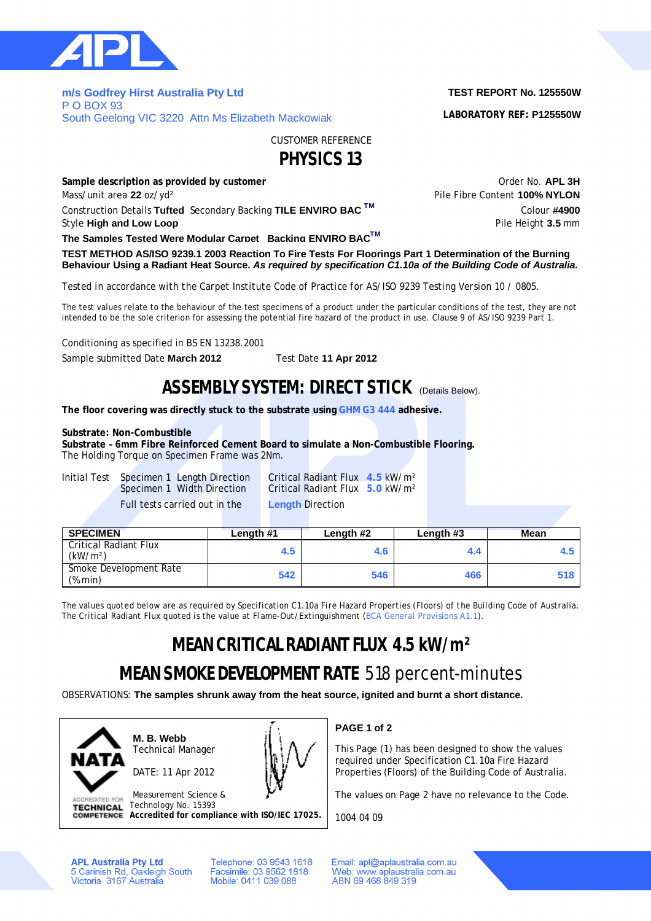APL

**m/s Godfrey Hirst Australia Pty Ltd**
P O BOX 93
South Geelong VIC 3220 Attn Ms Elizabeth Mackowiak

**TEST REPORT No. 125550W**

**LABORATORY REF: P125550W**

CUSTOMER REFERENCE

# PHYSICS 13

**Sample description as provided by customer**
Mass/unit area **22** oz/yd²
Construction Details **Tufted** Secondary Backing **TILE ENVIRO BAC ™**
Style **High and Low Loop**

Order No. **APL 3H**
Pile Fibre Content **100% NYLON**
Colour **#4900**
Pile Height **3.5** mm

**The Samples Tested Were Modular Carpet Backing ENVIRO BAC™**

**TEST METHOD AS/ISO 9239.1 2003 Reaction To Fire Tests For Floorings Part 1 Determination of the Burning Behaviour Using a Radiant Heat Source.** ***As required by specification C1.10a of the Building Code of Australia.***

Tested in accordance with the Carpet Institute Code of Practice for AS/ISO 9239 Testing Version 10 / 0805.

The test values relate to the behaviour of the test specimens of a product under the particular conditions of the test, they are not intended to be the sole criterion for assessing the potential fire hazard of the product in use. Clause 9 of AS/ISO 9239 Part 1.

Conditioning as specified in BS EN 13238.2001

Sample submitted Date **March 2012** Test Date **11 Apr 2012**

## ASSEMBLY SYSTEM: DIRECT STICK (Details Below).

**The floor covering was directly stuck to the substrate using GHM G3 444 adhesive.**

**Substrate: Non-Combustible**
**Substrate – 6mm Fibre Reinforced Cement Board to simulate a Non-Combustible Flooring.**
The Holding Torque on Specimen Frame was 2Nm.

| | | |
|---|---|---|
| Initial Test | Specimen 1 Length Direction | Critical Radiant Flux **4.5** kW/m² |
| | Specimen 1 Width Direction | Critical Radiant Flux **5.0** kW/m² |
| | Full tests carried out in the | **Length** Direction |

| SPECIMEN | Length #1 | Length #2 | Length #3 | Mean |
|---|---|---|---|---|
| Critical Radiant Flux (kW/m²) | 4.5 | 4.6 | 4.4 | 4.5 |
| Smoke Development Rate (%min) | 542 | 546 | 466 | 518 |

The values quoted below are as required by Specification C1.10a Fire Hazard Properties (Floors) of the Building Code of Australia. The Critical Radiant Flux quoted is the value at Flame-Out/Extinguishment (BCA General Provisions A1.1).

## MEAN CRITICAL RADIANT FLUX 4.5 kW/m²

## MEAN SMOKE DEVELOPMENT RATE 518 percent-minutes

OBSERVATIONS: **The samples shrunk away from the heat source, ignited and burnt a short distance.**

NATA
ACCREDITED FOR TECHNICAL COMPETENCE

**M. B. Webb**
Technical Manager

DATE: 11 Apr 2012

Measurement Science & Technology No. 15393
**Accredited for compliance with ISO/IEC 17025.**

**PAGE 1 of 2**

This Page (1) has been designed to show the values required under Specification C1.10a Fire Hazard Properties (Floors) of the Building Code of Australia.

The values on Page 2 have no relevance to the Code.

1004 04 09

**APL Australia Pty Ltd**
5 Carinish Rd, Oakleigh South
Victoria 3167 Australia

Telephone: 03 9543 1618
Facsimile: 03 9562 1818
Mobile: 0411 039 088

Email: apl@aplaustralia.com.au
Web: www.aplaustralia.com.au
ABN 69 468 849 319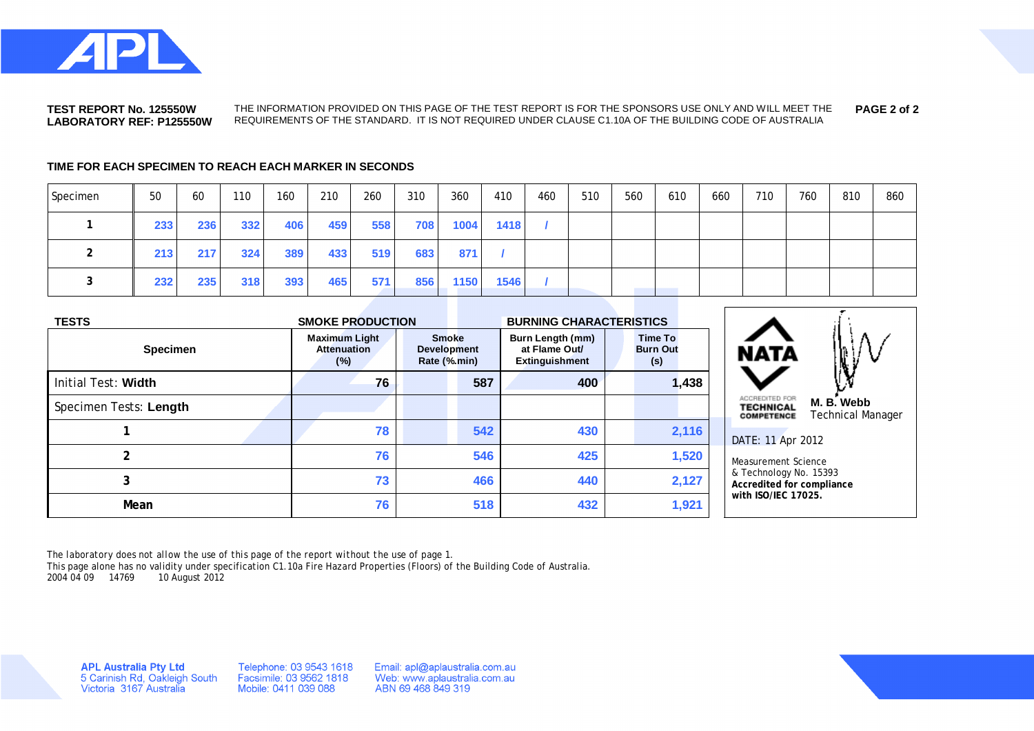**TEST REPORT No. 125550W**
**LABORATORY REF: P125550W**

THE INFORMATION PROVIDED ON THIS PAGE OF THE TEST REPORT IS FOR THE SPONSORS USE ONLY AND WILL MEET THE REQUIREMENTS OF THE STANDARD. IT IS NOT REQUIRED UNDER CLAUSE C1.10A OF THE BUILDING CODE OF AUSTRALIA

**TIME FOR EACH SPECIMEN TO REACH EACH MARKER IN SECONDS**

| Specimen | 50 | 60 | 110 | 160 | 210 | 260 | 310 | 360 | 410 | 460 | 510 | 560 | 610 | 660 | 710 | 760 | 810 | 860 |
|---|---|---|---|---|---|---|---|---|---|---|---|---|---|---|---|---|---|---|
| 1 | 233 | 236 | 332 | 406 | 459 | 558 | 708 | 1004 | 1418 | / | | | | | | | | |
| 2 | 213 | 217 | 324 | 389 | 433 | 519 | 683 | 871 | / | | | | | | | | | |
| 3 | 232 | 235 | 318 | 393 | 465 | 571 | 856 | 1150 | 1546 | / | | | | | | | | |

| TESTS | SMOKE PRODUCTION | | BURNING CHARACTERISTICS | |
|---|---|---|---|---|
| Specimen | Maximum Light Attenuation (%) | Smoke Development Rate (%.min) | Burn Length (mm) at Flame Out/ Extinguishment | Time To Burn Out (s) |
| Initial Test: **Width** | 76 | 587 | 400 | 1,438 |
| Specimen Tests: **Length** | | | | |
| 1 | 78 | 542 | 430 | 2,116 |
| 2 | 76 | 546 | 425 | 1,520 |
| 3 | 73 | 466 | 440 | 2,127 |
| **Mean** | 76 | 518 | 432 | 1,921 |

NATA
ACCREDITED FOR TECHNICAL COMPETENCE

**M. B. Webb**
Technical Manager

DATE: 11 Apr 2012

Measurement Science & Technology No. 15393
**Accredited for compliance with ISO/IEC 17025.**

The laboratory does not allow the use of this page of the report without the use of page 1.
This page alone has no validity under specification C1.10a Fire Hazard Properties (Floors) of the Building Code of Australia.
2004 04 09 14769 10 August 2012

**APL Australia Pty Ltd**
5 Carinish Rd, Oakleigh South
Victoria 3167 Australia

Telephone: 03 9543 1618
Facsimile: 03 9562 1818
Mobile: 0411 039 088

Email: apl@aplaustralia.com.au
Web: www.aplaustralia.com.au
ABN 69 468 849 319